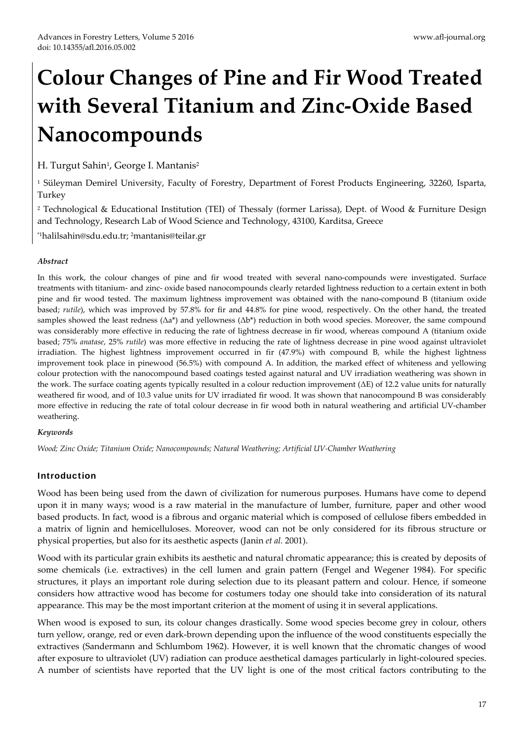# Colour Changes of Pine and Fir Wood Treated with Several Titanium and Zinc-Oxide Based Nanocompounds

H. Turgut Sahin[1], George I. Mantanis[2]

[1] Süleyman Demirel University, Faculty of Forestry, Department of Forest Products Engineering, 32260, Isparta, Turkey

[2] Technological & Educational Institution (TEI) of Thessaly (former Larissa), Dept. of Wood & Furniture Design and Technology, Research Lab of Wood Science and Technology, 43100, Karditsa, Greece

[*1]halilsahin@sdu.edu.tr; [2]mantanis@teilar.gr

### *Abstract*

In this work, the colour changes of pine and fir wood treated with several nano-compounds were investigated. Surface treatments with titanium- and zinc- oxide based nanocompounds clearly retarded lightness reduction to a certain extent in both pine and fir wood tested. The maximum lightness improvement was obtained with the nano-compound B (titanium oxide based; *rutile*), which was improved by 57.8% for fir and 44.8% for pine wood, respectively. On the other hand, the treated samples showed the least redness ($\Delta a^*$) and yellowness ($\Delta b^*$) reduction in both wood species. Moreover, the same compound was considerably more effective in reducing the rate of lightness decrease in fir wood, whereas compound A (titanium oxide based; 75% *anatase*, 25% *rutile*) was more effective in reducing the rate of lightness decrease in pine wood against ultraviolet irradiation. The highest lightness improvement occurred in fir (47.9%) with compound B, while the highest lightness improvement took place in pinewood (56.5%) with compound A. In addition, the marked effect of whiteness and yellowing colour protection with the nanocompound based coatings tested against natural and UV irradiation weathering was shown in the work. The surface coating agents typically resulted in a colour reduction improvement ($\Delta E$) of 12.2 value units for naturally weathered fir wood, and of 10.3 value units for UV irradiated fir wood. It was shown that nanocompound B was considerably more effective in reducing the rate of total colour decrease in fir wood both in natural weathering and artificial UV-chamber weathering.

### *Keywords*

*Wood; Zinc Oxide; Titanium Oxide; Nanocompounds; Natural Weathering; Artificial UV-Chamber Weathering*

## Introduction

Wood has been being used from the dawn of civilization for numerous purposes. Humans have come to depend upon it in many ways; wood is a raw material in the manufacture of lumber, furniture, paper and other wood based products. In fact, wood is a fibrous and organic material which is composed of cellulose fibers embedded in a matrix of lignin and hemicelluloses. Moreover, wood can not be only considered for its fibrous structure or physical properties, but also for its aesthetic aspects (Janin *et al*. 2001).

Wood with its particular grain exhibits its aesthetic and natural chromatic appearance; this is created by deposits of some chemicals (i.e. extractives) in the cell lumen and grain pattern (Fengel and Wegener 1984). For specific structures, it plays an important role during selection due to its pleasant pattern and colour. Hence, if someone considers how attractive wood has become for costumers today one should take into consideration of its natural appearance. This may be the most important criterion at the moment of using it in several applications.

When wood is exposed to sun, its colour changes drastically. Some wood species become grey in colour, others turn yellow, orange, red or even dark-brown depending upon the influence of the wood constituents especially the extractives (Sandermann and Schlumbom 1962). However, it is well known that the chromatic changes of wood after exposure to ultraviolet (UV) radiation can produce aesthetical damages particularly in light-coloured species. A number of scientists have reported that the UV light is one of the most critical factors contributing to the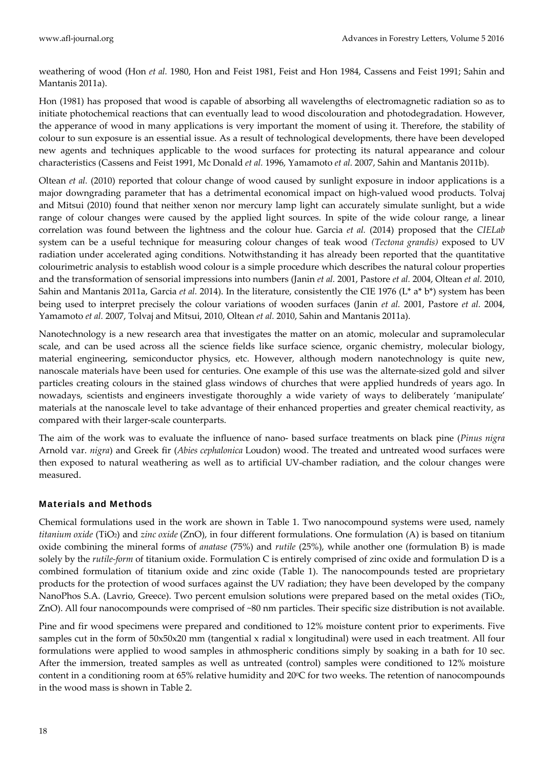weathering of wood (Hon *et al.* 1980, Hon and Feist 1981, Feist and Hon 1984, Cassens and Feist 1991; Sahin and Mantanis 2011a).

Hon (1981) has proposed that wood is capable of absorbing all wavelengths of electromagnetic radiation so as to initiate photochemical reactions that can eventually lead to wood discolouration and photodegradation. However, the apperance of wood in many applications is very important the moment of using it. Therefore, the stability of colour to sun exposure is an essential issue. As a result of technological developments, there have been developed new agents and techniques applicable to the wood surfaces for protecting its natural appearance and colour characteristics (Cassens and Feist 1991, Mc Donald *et al.* 1996, Yamamoto *et al.* 2007, Sahin and Mantanis 2011b).

Oltean *et al.* (2010) reported that colour change of wood caused by sunlight exposure in indoor applications is a major downgrading parameter that has a detrimental economical impact on high-valued wood products. Tolvaj and Mitsui (2010) found that neither xenon nor mercury lamp light can accurately simulate sunlight, but a wide range of colour changes were caused by the applied light sources. In spite of the wide colour range, a linear correlation was found between the lightness and the colour hue. Garcia *et al.* (2014) proposed that the *CIELab* system can be a useful technique for measuring colour changes of teak wood *(Tectona grandis)* exposed to UV radiation under accelerated aging conditions. Notwithstanding it has already been reported that the quantitative colourimetric analysis to establish wood colour is a simple procedure which describes the natural colour properties and the transformation of sensorial impressions into numbers (Janin *et al.* 2001, Pastore *et al.* 2004, Oltean *et al.* 2010, Sahin and Mantanis 2011a, Garcia *et al.* 2014). In the literature, consistently the CIE 1976 ($L^*$ $a^*$ $b^*$) system has been being used to interpret precisely the colour variations of wooden surfaces (Janin *et al.* 2001, Pastore *et al.* 2004, Yamamoto *et al.* 2007, Tolvaj and Mitsui, 2010, Oltean *et al.* 2010, Sahin and Mantanis 2011a).

Nanotechnology is a new research area that investigates the matter on an atomic, molecular and supramolecular scale, and can be used across all the science fields like surface science, organic chemistry, molecular biology, material engineering, semiconductor physics, etc. However, although modern nanotechnology is quite new, nanoscale materials have been used for centuries. One example of this use was the alternate-sized gold and silver particles creating colours in the stained glass windows of churches that were applied hundreds of years ago. In nowadays, scientists and engineers investigate thoroughly a wide variety of ways to deliberately 'manipulate' materials at the nanoscale level to take advantage of their enhanced properties and greater chemical reactivity, as compared with their larger-scale counterparts.

The aim of the work was to evaluate the influence of nano- based surface treatments on black pine (*Pinus nigra* Arnold var. *nigra*) and Greek fir (*Abies cephalonica* Loudon) wood. The treated and untreated wood surfaces were then exposed to natural weathering as well as to artificial UV-chamber radiation, and the colour changes were measured.

## Materials and Methods

Chemical formulations used in the work are shown in Table 1. Two nanocompound systems were used, namely *titanium oxide* ($TiO_2$) and *zinc oxide* (ZnO), in four different formulations. One formulation (A) is based on titanium oxide combining the mineral forms of *anatase* (75%) and *rutile* (25%), while another one (formulation B) is made solely by the *rutile-form* of titanium oxide. Formulation C is entirely comprised of zinc oxide and formulation D is a combined formulation of titanium oxide and zinc oxide (Table 1). The nanocompounds tested are proprietary products for the protection of wood surfaces against the UV radiation; they have been developed by the company NanoPhos S.A. (Lavrio, Greece). Two percent emulsion solutions were prepared based on the metal oxides ($TiO_2$, ZnO). All four nanocompounds were comprised of ~80 nm particles. Their specific size distribution is not available.

Pine and fir wood specimens were prepared and conditioned to 12% moisture content prior to experiments. Five samples cut in the form of 50x50x20 mm (tangential x radial x longitudinal) were used in each treatment. All four formulations were applied to wood samples in athmospheric conditions simply by soaking in a bath for 10 sec. After the immersion, treated samples as well as untreated (control) samples were conditioned to 12% moisture content in a conditioning room at 65% relative humidity and 20$^0$C for two weeks. The retention of nanocompounds in the wood mass is shown in Table 2.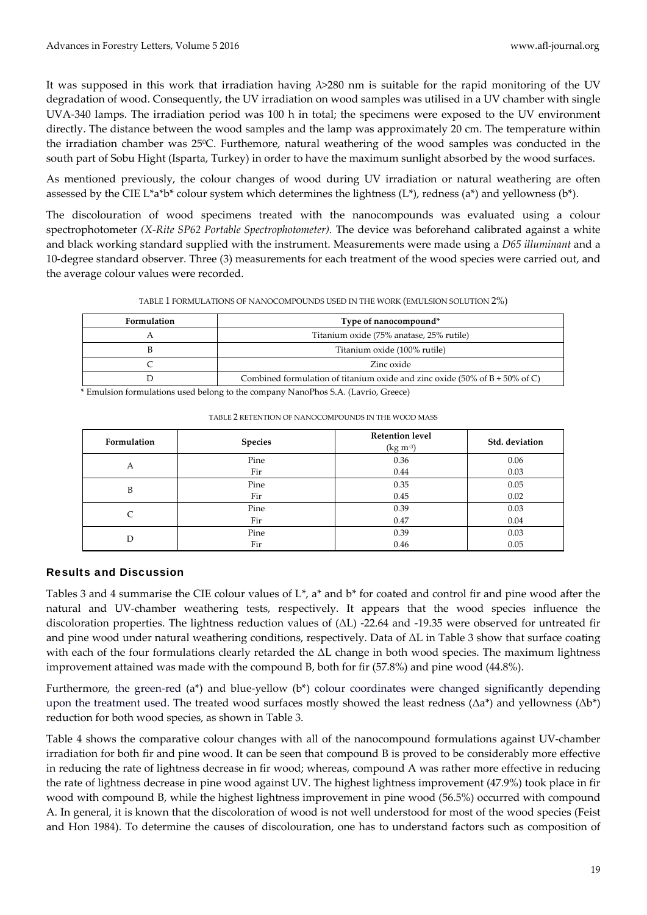It was supposed in this work that irradiation having $\lambda$>280 nm is suitable for the rapid monitoring of the UV degradation of wood. Consequently, the UV irradiation on wood samples was utilised in a UV chamber with single UVA-340 lamps. The irradiation period was 100 h in total; the specimens were exposed to the UV environment directly. The distance between the wood samples and the lamp was approximately 20 cm. The temperature within the irradiation chamber was 25$^0$C. Furthermore, natural weathering of the wood samples was conducted in the south part of Sobu Hight (Isparta, Turkey) in order to have the maximum sunlight absorbed by the wood surfaces.

As mentioned previously, the colour changes of wood during UV irradiation or natural weathering are often assessed by the CIE L*a*b* colour system which determines the lightness (L*), redness (a*) and yellowness (b*).

The discolouration of wood specimens treated with the nanocompounds was evaluated using a colour spectrophotometer *(X-Rite SP62 Portable Spectrophotometer).* The device was beforehand calibrated against a white and black working standard supplied with the instrument. Measurements were made using a *D65 illuminant* and a 10-degree standard observer. Three (3) measurements for each treatment of the wood species were carried out, and the average colour values were recorded.

TABLE 1 FORMULATIONS OF NANOCOMPOUNDS USED IN THE WORK (EMULSION SOLUTION 2%)

| Formulation | Type of nanocompound* |
|---|---|
| A | Titanium oxide (75% anatase, 25% rutile) |
| B | Titanium oxide (100% rutile) |
| C | Zinc oxide |
| D | Combined formulation of titanium oxide and zinc oxide (50% of B + 50% of C) |

\* Emulsion formulations used belong to the company NanoPhos S.A. (Lavrio, Greece)

TABLE 2 RETENTION OF NANOCOMPOUNDS IN THE WOOD MASS

| Formulation | Species | Retention level (kg m$^{-3}$) | Std. deviation |
|---|---|---|---|
| A | Pine | 0.36 | 0.06 |
| | Fir | 0.44 | 0.03 |
| B | Pine | 0.35 | 0.05 |
| | Fir | 0.45 | 0.02 |
| C | Pine | 0.39 | 0.03 |
| | Fir | 0.47 | 0.04 |
| D | Pine | 0.39 | 0.03 |
| | Fir | 0.46 | 0.05 |

## Results and Discussion

Tables 3 and 4 summarise the CIE colour values of L*, a* and b* for coated and control fir and pine wood after the natural and UV-chamber weathering tests, respectively. It appears that the wood species influence the discoloration properties. The lightness reduction values of ($\Delta$L) -22.64 and -19.35 were observed for untreated fir and pine wood under natural weathering conditions, respectively. Data of $\Delta$L in Table 3 show that surface coating with each of the four formulations clearly retarded the $\Delta$L change in both wood species. The maximum lightness improvement attained was made with the compound B, both for fir (57.8%) and pine wood (44.8%).

Furthermore, the green-red (a*) and blue-yellow (b*) colour coordinates were changed significantly depending upon the treatment used. The treated wood surfaces mostly showed the least redness ($\Delta$a*) and yellowness ($\Delta$b*) reduction for both wood species, as shown in Table 3.

Table 4 shows the comparative colour changes with all of the nanocompound formulations against UV-chamber irradiation for both fir and pine wood. It can be seen that compound B is proved to be considerably more effective in reducing the rate of lightness decrease in fir wood; whereas, compound A was rather more effective in reducing the rate of lightness decrease in pine wood against UV. The highest lightness improvement (47.9%) took place in fir wood with compound B, while the highest lightness improvement in pine wood (56.5%) occurred with compound A. In general, it is known that the discoloration of wood is not well understood for most of the wood species (Feist and Hon 1984). To determine the causes of discolouration, one has to understand factors such as composition of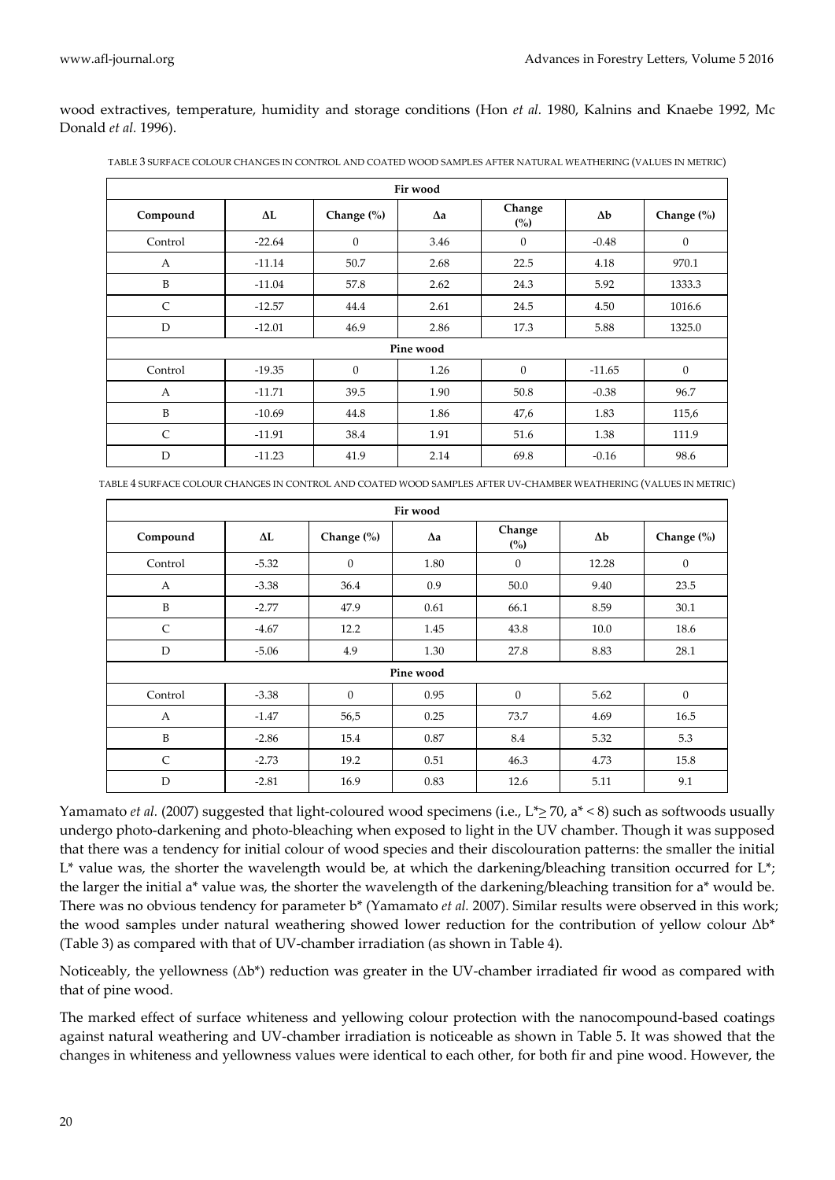wood extractives, temperature, humidity and storage conditions (Hon *et al.* 1980, Kalnins and Knaebe 1992, Mc Donald *et al.* 1996).

TABLE 3 SURFACE COLOUR CHANGES IN CONTROL AND COATED WOOD SAMPLES AFTER NATURAL WEATHERING (VALUES IN METRIC)

| Compound | ΔL | Change (%) | Δa | Change (%) | Δb | Change (%) |
|---|---|---|---|---|---|---|
| **Fir wood** | | | | | | |
| Control | -22.64 | 0 | 3.46 | 0 | -0.48 | 0 |
| A | -11.14 | 50.7 | 2.68 | 22.5 | 4.18 | 970.1 |
| B | -11.04 | 57.8 | 2.62 | 24.3 | 5.92 | 1333.3 |
| C | -12.57 | 44.4 | 2.61 | 24.5 | 4.50 | 1016.6 |
| D | -12.01 | 46.9 | 2.86 | 17.3 | 5.88 | 1325.0 |
| **Pine wood** | | | | | | |
| Control | -19.35 | 0 | 1.26 | 0 | -11.65 | 0 |
| A | -11.71 | 39.5 | 1.90 | 50.8 | -0.38 | 96.7 |
| B | -10.69 | 44.8 | 1.86 | 47,6 | 1.83 | 115,6 |
| C | -11.91 | 38.4 | 1.91 | 51.6 | 1.38 | 111.9 |
| D | -11.23 | 41.9 | 2.14 | 69.8 | -0.16 | 98.6 |

TABLE 4 SURFACE COLOUR CHANGES IN CONTROL AND COATED WOOD SAMPLES AFTER UV-CHAMBER WEATHERING (VALUES IN METRIC)

| Compound | ΔL | Change (%) | Δa | Change (%) | Δb | Change (%) |
|---|---|---|---|---|---|---|
| **Fir wood** | | | | | | |
| Control | -5.32 | 0 | 1.80 | 0 | 12.28 | 0 |
| A | -3.38 | 36.4 | 0.9 | 50.0 | 9.40 | 23.5 |
| B | -2.77 | 47.9 | 0.61 | 66.1 | 8.59 | 30.1 |
| C | -4.67 | 12.2 | 1.45 | 43.8 | 10.0 | 18.6 |
| D | -5.06 | 4.9 | 1.30 | 27.8 | 8.83 | 28.1 |
| **Pine wood** | | | | | | |
| Control | -3.38 | 0 | 0.95 | 0 | 5.62 | 0 |
| A | -1.47 | 56,5 | 0.25 | 73.7 | 4.69 | 16.5 |
| B | -2.86 | 15.4 | 0.87 | 8.4 | 5.32 | 5.3 |
| C | -2.73 | 19.2 | 0.51 | 46.3 | 4.73 | 15.8 |
| D | -2.81 | 16.9 | 0.83 | 12.6 | 5.11 | 9.1 |

Yamamato *et al.* (2007) suggested that light-coloured wood specimens (i.e., $L^* \geq 70$, $a^* < 8$) such as softwoods usually undergo photo-darkening and photo-bleaching when exposed to light in the UV chamber. Though it was supposed that there was a tendency for initial colour of wood species and their discolouration patterns: the smaller the initial $L^*$ value was, the shorter the wavelength would be, at which the darkening/bleaching transition occurred for $L^*$; the larger the initial $a^*$ value was, the shorter the wavelength of the darkening/bleaching transition for $a^*$ would be. There was no obvious tendency for parameter $b^*$ (Yamamato *et al.* 2007). Similar results were observed in this work; the wood samples under natural weathering showed lower reduction for the contribution of yellow colour $\Delta b^*$ (Table 3) as compared with that of UV-chamber irradiation (as shown in Table 4).

Noticeably, the yellowness ($\Delta b^*$) reduction was greater in the UV-chamber irradiated fir wood as compared with that of pine wood.

The marked effect of surface whiteness and yellowing colour protection with the nanocompound-based coatings against natural weathering and UV-chamber irradiation is noticeable as shown in Table 5. It was showed that the changes in whiteness and yellowness values were identical to each other, for both fir and pine wood. However, the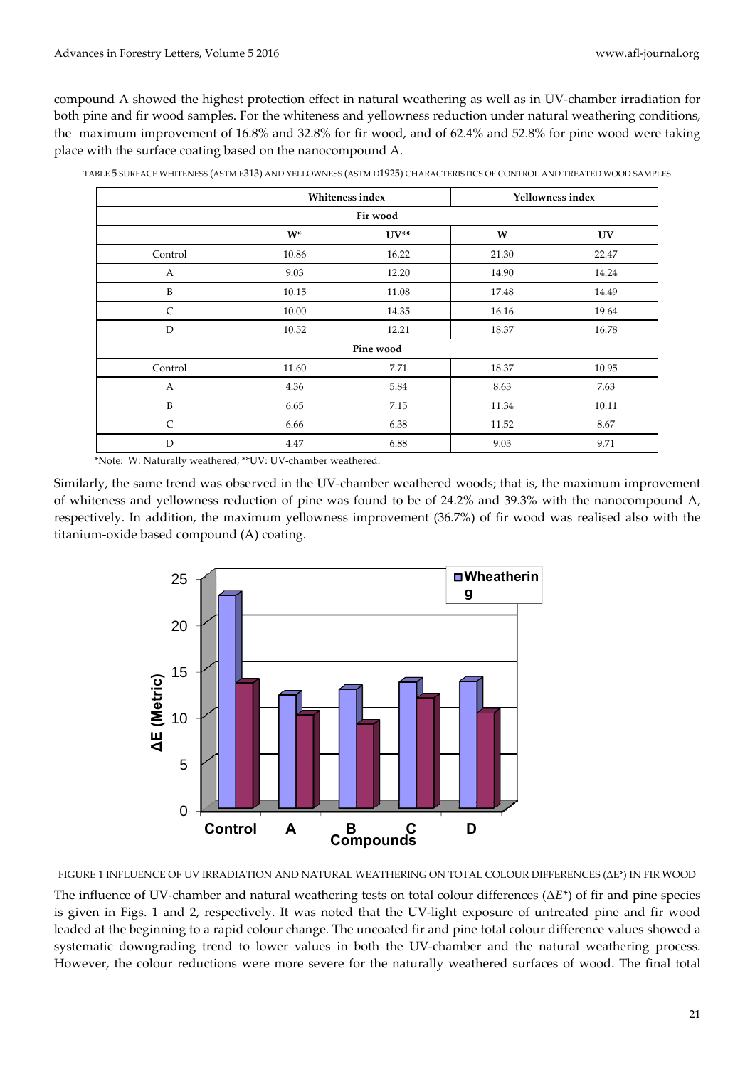compound A showed the highest protection effect in natural weathering as well as in UV-chamber irradiation for both pine and fir wood samples. For the whiteness and yellowness reduction under natural weathering conditions, the maximum improvement of 16.8% and 32.8% for fir wood, and of 62.4% and 52.8% for pine wood were taking place with the surface coating based on the nanocompound A.

TABLE 5 SURFACE WHITENESS (ASTM E313) AND YELLOWNESS (ASTM D1925) CHARACTERISTICS OF CONTROL AND TREATED WOOD SAMPLES

| | Whiteness index | | Yellowness index | |
|---|---|---|---|---|
| **Fir wood** | | | | |
| | W* | UV** | W | UV |
| Control | 10.86 | 16.22 | 21.30 | 22.47 |
| A | 9.03 | 12.20 | 14.90 | 14.24 |
| B | 10.15 | 11.08 | 17.48 | 14.49 |
| C | 10.00 | 14.35 | 16.16 | 19.64 |
| D | 10.52 | 12.21 | 18.37 | 16.78 |
| **Pine wood** | | | | |
| Control | 11.60 | 7.71 | 18.37 | 10.95 |
| A | 4.36 | 5.84 | 8.63 | 7.63 |
| B | 6.65 | 7.15 | 11.34 | 10.11 |
| C | 6.66 | 6.38 | 11.52 | 8.67 |
| D | 4.47 | 6.88 | 9.03 | 9.71 |

*Note: W: Naturally weathered; **UV: UV-chamber weathered.

Similarly, the same trend was observed in the UV-chamber weathered woods; that is, the maximum improvement of whiteness and yellowness reduction of pine was found to be of 24.2% and 39.3% with the nanocompound A, respectively. In addition, the maximum yellowness improvement (36.7%) of fir wood was realised also with the titanium-oxide based compound (A) coating.

FIGURE 1 INFLUENCE OF UV IRRADIATION AND NATURAL WEATHERING ON TOTAL COLOUR DIFFERENCES (ΔE*) IN FIR WOOD

The influence of UV-chamber and natural weathering tests on total colour differences (Δ*E**) of fir and pine species is given in Figs. 1 and 2, respectively. It was noted that the UV-light exposure of untreated pine and fir wood leaded at the beginning to a rapid colour change. The uncoated fir and pine total colour difference values showed a systematic downgrading trend to lower values in both the UV-chamber and the natural weathering process. However, the colour reductions were more severe for the naturally weathered surfaces of wood. The final total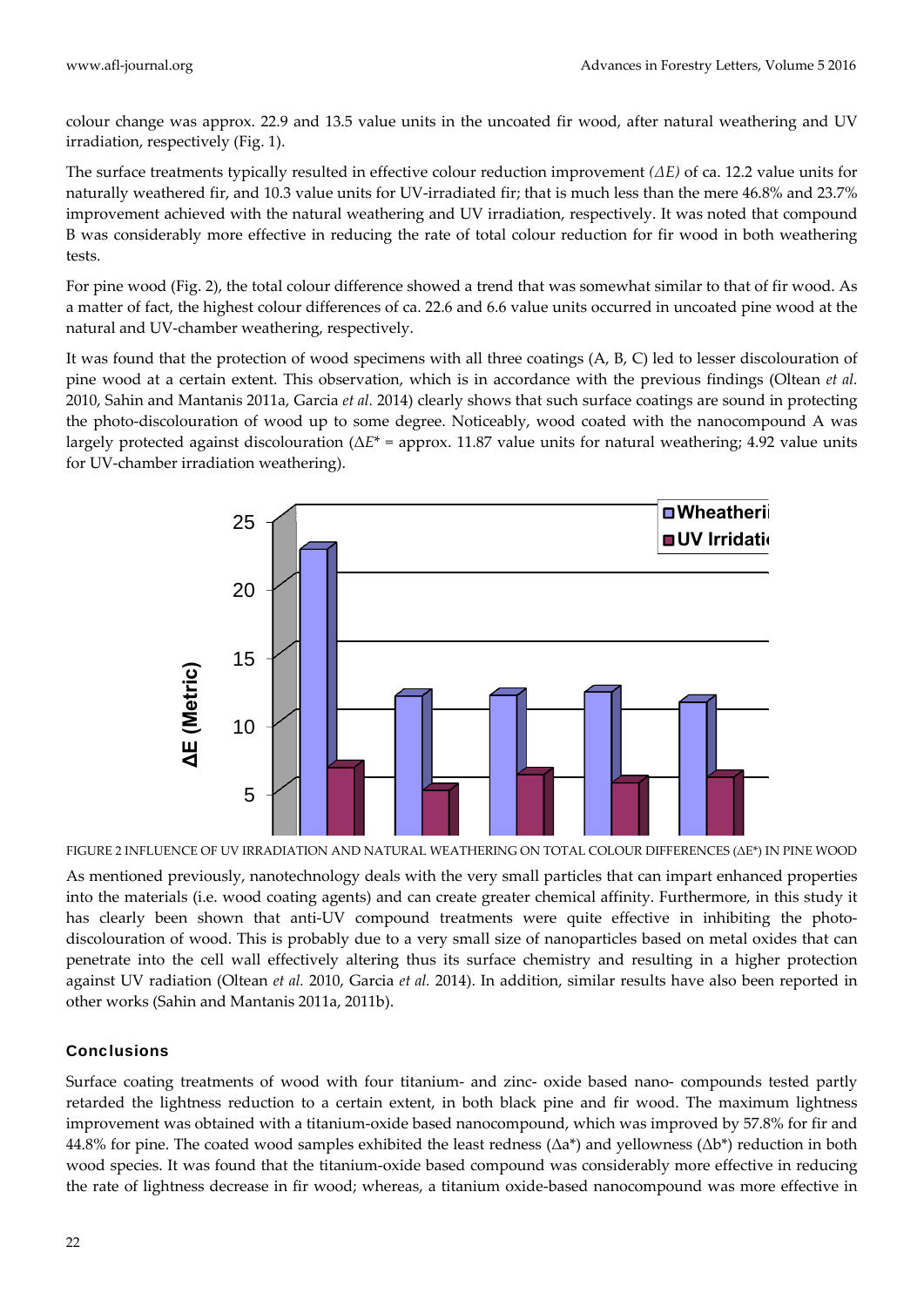colour change was approx. 22.9 and 13.5 value units in the uncoated fir wood, after natural weathering and UV irradiation, respectively (Fig. 1).

The surface treatments typically resulted in effective colour reduction improvement *(ΔE)* of ca. 12.2 value units for naturally weathered fir, and 10.3 value units for UV-irradiated fir; that is much less than the mere 46.8% and 23.7% improvement achieved with the natural weathering and UV irradiation, respectively. It was noted that compound B was considerably more effective in reducing the rate of total colour reduction for fir wood in both weathering tests.

For pine wood (Fig. 2), the total colour difference showed a trend that was somewhat similar to that of fir wood. As a matter of fact, the highest colour differences of ca. 22.6 and 6.6 value units occurred in uncoated pine wood at the natural and UV-chamber weathering, respectively.

It was found that the protection of wood specimens with all three coatings (A, B, C) led to lesser discolouration of pine wood at a certain extent. This observation, which is in accordance with the previous findings (Oltean *et al.* 2010, Sahin and Mantanis 2011a, Garcia *et al.* 2014) clearly shows that such surface coatings are sound in protecting the photo-discolouration of wood up to some degree. Noticeably, wood coated with the nanocompound A was largely protected against discolouration ($\Delta E^*$ = approx. 11.87 value units for natural weathering; 4.92 value units for UV-chamber irradiation weathering).

FIGURE 2 INFLUENCE OF UV IRRADIATION AND NATURAL WEATHERING ON TOTAL COLOUR DIFFERENCES ($\Delta E^*$) IN PINE WOOD

As mentioned previously, nanotechnology deals with the very small particles that can impart enhanced properties into the materials (i.e. wood coating agents) and can create greater chemical affinity. Furthermore, in this study it has clearly been shown that anti-UV compound treatments were quite effective in inhibiting the photo-discolouration of wood. This is probably due to a very small size of nanoparticles based on metal oxides that can penetrate into the cell wall effectively altering thus its surface chemistry and resulting in a higher protection against UV radiation (Oltean *et al.* 2010, Garcia *et al.* 2014). In addition, similar results have also been reported in other works (Sahin and Mantanis 2011a, 2011b).

## Conclusions

Surface coating treatments of wood with four titanium- and zinc- oxide based nano- compounds tested partly retarded the lightness reduction to a certain extent, in both black pine and fir wood. The maximum lightness improvement was obtained with a titanium-oxide based nanocompound, which was improved by 57.8% for fir and 44.8% for pine. The coated wood samples exhibited the least redness ($\Delta a^*$) and yellowness ($\Delta b^*$) reduction in both wood species. It was found that the titanium-oxide based compound was considerably more effective in reducing the rate of lightness decrease in fir wood; whereas, a titanium oxide-based nanocompound was more effective in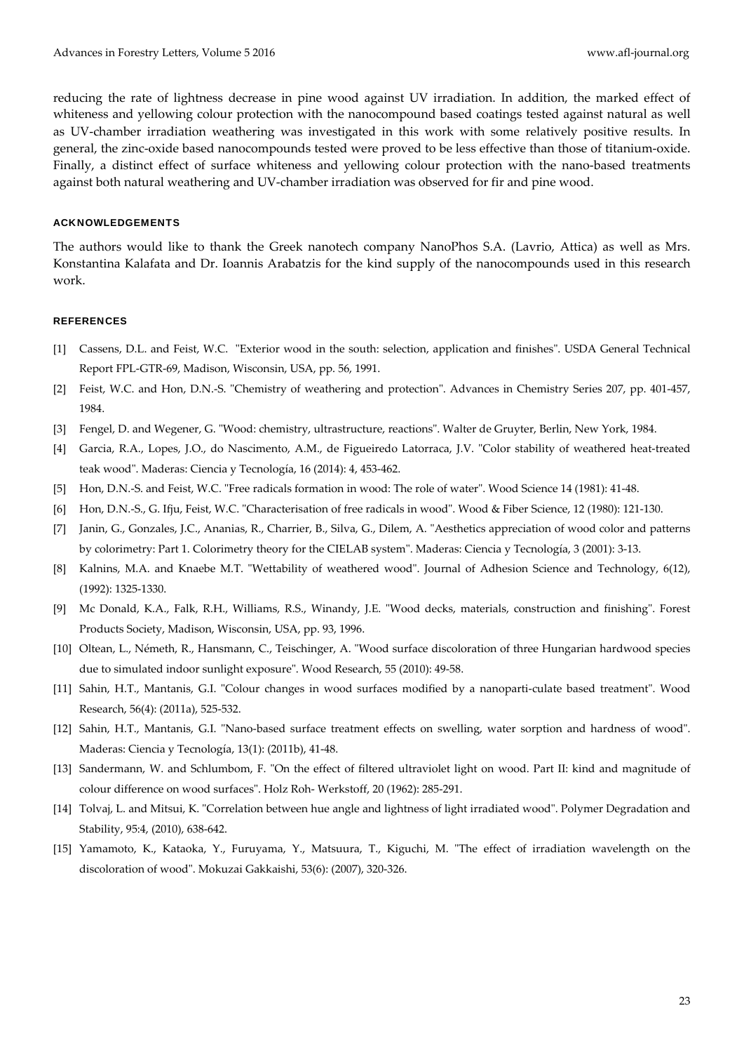reducing the rate of lightness decrease in pine wood against UV irradiation. In addition, the marked effect of whiteness and yellowing colour protection with the nanocompound based coatings tested against natural as well as UV-chamber irradiation weathering was investigated in this work with some relatively positive results. In general, the zinc-oxide based nanocompounds tested were proved to be less effective than those of titanium-oxide. Finally, a distinct effect of surface whiteness and yellowing colour protection with the nano-based treatments against both natural weathering and UV-chamber irradiation was observed for fir and pine wood.

## ACKNOWLEDGEMENTS

The authors would like to thank the Greek nanotech company NanoPhos S.A. (Lavrio, Attica) as well as Mrs. Konstantina Kalafata and Dr. Ioannis Arabatzis for the kind supply of the nanocompounds used in this research work.

## REFERENCES

[1] Cassens, D.L. and Feist, W.C. "Exterior wood in the south: selection, application and finishes". USDA General Technical Report FPL-GTR-69, Madison, Wisconsin, USA, pp. 56, 1991.

[2] Feist, W.C. and Hon, D.N.-S. "Chemistry of weathering and protection". Advances in Chemistry Series 207, pp. 401-457, 1984.

[3] Fengel, D. and Wegener, G. "Wood: chemistry, ultrastructure, reactions". Walter de Gruyter, Berlin, New York, 1984.

[4] Garcia, R.A., Lopes, J.O., do Nascimento, A.M., de Figueiredo Latorraca, J.V. "Color stability of weathered heat-treated teak wood". Maderas: Ciencia y Tecnología, 16 (2014): 4, 453-462.

[5] Hon, D.N.-S. and Feist, W.C. "Free radicals formation in wood: The role of water". Wood Science 14 (1981): 41-48.

[6] Hon, D.N.-S., G. Ifju, Feist, W.C. "Characterisation of free radicals in wood". Wood & Fiber Science, 12 (1980): 121-130.

[7] Janin, G., Gonzales, J.C., Ananias, R., Charrier, B., Silva, G., Dilem, A. "Aesthetics appreciation of wood color and patterns by colorimetry: Part 1. Colorimetry theory for the CIELAB system". Maderas: Ciencia y Tecnología, 3 (2001): 3-13.

[8] Kalnins, M.A. and Knaebe M.T. "Wettability of weathered wood". Journal of Adhesion Science and Technology, 6(12), (1992): 1325-1330.

[9] Mc Donald, K.A., Falk, R.H., Williams, R.S., Winandy, J.E. "Wood decks, materials, construction and finishing". Forest Products Society, Madison, Wisconsin, USA, pp. 93, 1996.

[10] Oltean, L., Németh, R., Hansmann, C., Teischinger, A. "Wood surface discoloration of three Hungarian hardwood species due to simulated indoor sunlight exposure". Wood Research, 55 (2010): 49-58.

[11] Sahin, H.T., Mantanis, G.I. "Colour changes in wood surfaces modified by a nanoparti-culate based treatment". Wood Research, 56(4): (2011a), 525-532.

[12] Sahin, H.T., Mantanis, G.I. "Nano-based surface treatment effects on swelling, water sorption and hardness of wood". Maderas: Ciencia y Tecnología, 13(1): (2011b), 41-48.

[13] Sandermann, W. and Schlumbom, F. "On the effect of filtered ultraviolet light on wood. Part II: kind and magnitude of colour difference on wood surfaces". Holz Roh- Werkstoff, 20 (1962): 285-291.

[14] Tolvaj, L. and Mitsui, K. "Correlation between hue angle and lightness of light irradiated wood". Polymer Degradation and Stability, 95:4, (2010), 638-642.

[15] Yamamoto, K., Kataoka, Y., Furuyama, Y., Matsuura, T., Kiguchi, M. "The effect of irradiation wavelength on the discoloration of wood". Mokuzai Gakkaishi, 53(6): (2007), 320-326.